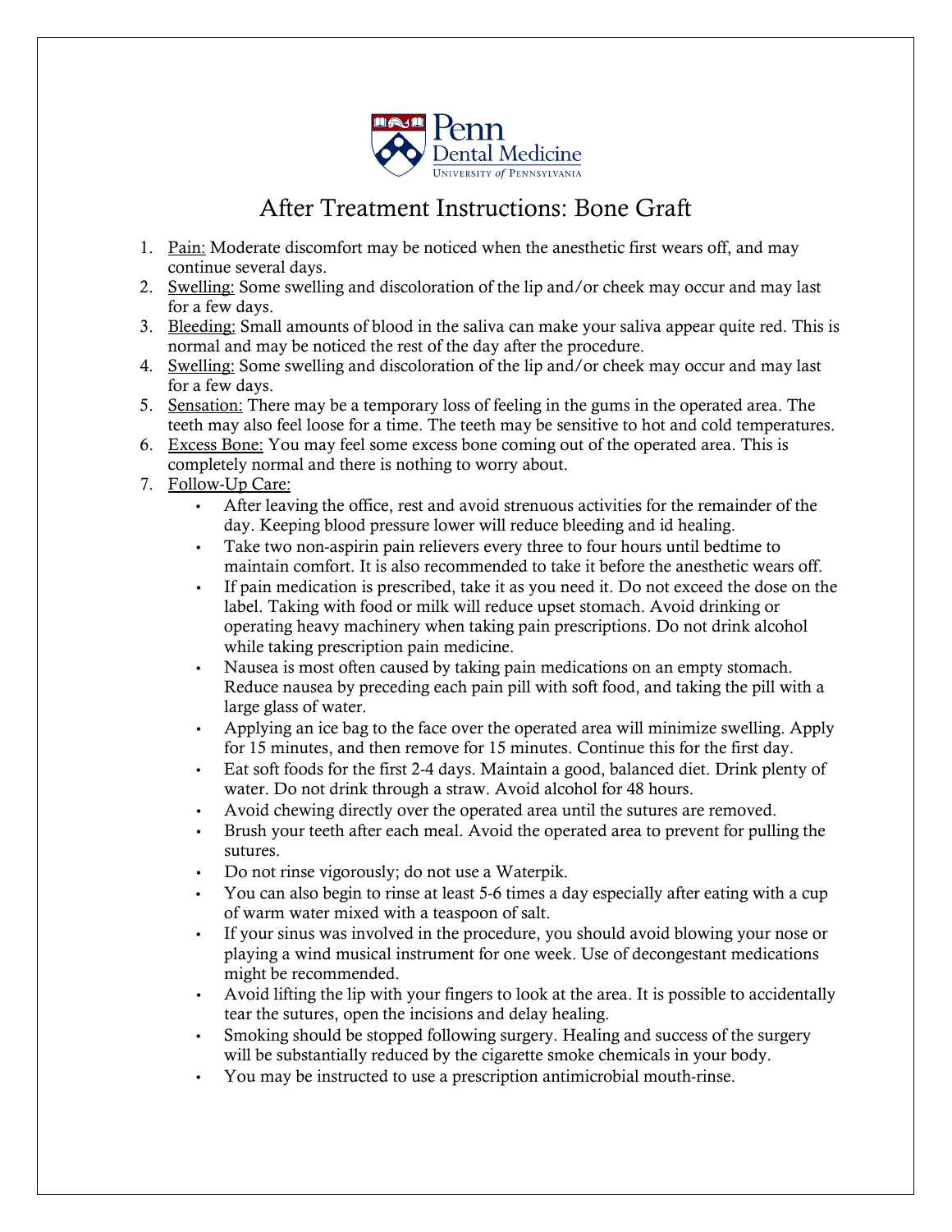Penn Dental Medicine
University of Pennsylvania

# After Treatment Instructions: Bone Graft

1. Pain: Moderate discomfort may be noticed when the anesthetic first wears off, and may continue several days.
2. Swelling: Some swelling and discoloration of the lip and/or cheek may occur and may last for a few days.
3. Bleeding: Small amounts of blood in the saliva can make your saliva appear quite red. This is normal and may be noticed the rest of the day after the procedure.
4. Swelling: Some swelling and discoloration of the lip and/or cheek may occur and may last for a few days.
5. Sensation: There may be a temporary loss of feeling in the gums in the operated area. The teeth may also feel loose for a time. The teeth may be sensitive to hot and cold temperatures.
6. Excess Bone: You may feel some excess bone coming out of the operated area. This is completely normal and there is nothing to worry about.
7. Follow-Up Care:
   - After leaving the office, rest and avoid strenuous activities for the remainder of the day. Keeping blood pressure lower will reduce bleeding and id healing.
   - Take two non-aspirin pain relievers every three to four hours until bedtime to maintain comfort. It is also recommended to take it before the anesthetic wears off.
   - If pain medication is prescribed, take it as you need it. Do not exceed the dose on the label. Taking with food or milk will reduce upset stomach. Avoid drinking or operating heavy machinery when taking pain prescriptions. Do not drink alcohol while taking prescription pain medicine.
   - Nausea is most often caused by taking pain medications on an empty stomach. Reduce nausea by preceding each pain pill with soft food, and taking the pill with a large glass of water.
   - Applying an ice bag to the face over the operated area will minimize swelling. Apply for 15 minutes, and then remove for 15 minutes. Continue this for the first day.
   - Eat soft foods for the first 2-4 days. Maintain a good, balanced diet. Drink plenty of water. Do not drink through a straw. Avoid alcohol for 48 hours.
   - Avoid chewing directly over the operated area until the sutures are removed.
   - Brush your teeth after each meal. Avoid the operated area to prevent for pulling the sutures.
   - Do not rinse vigorously; do not use a Waterpik.
   - You can also begin to rinse at least 5-6 times a day especially after eating with a cup of warm water mixed with a teaspoon of salt.
   - If your sinus was involved in the procedure, you should avoid blowing your nose or playing a wind musical instrument for one week. Use of decongestant medications might be recommended.
   - Avoid lifting the lip with your fingers to look at the area. It is possible to accidentally tear the sutures, open the incisions and delay healing.
   - Smoking should be stopped following surgery. Healing and success of the surgery will be substantially reduced by the cigarette smoke chemicals in your body.
   - You may be instructed to use a prescription antimicrobial mouth-rinse.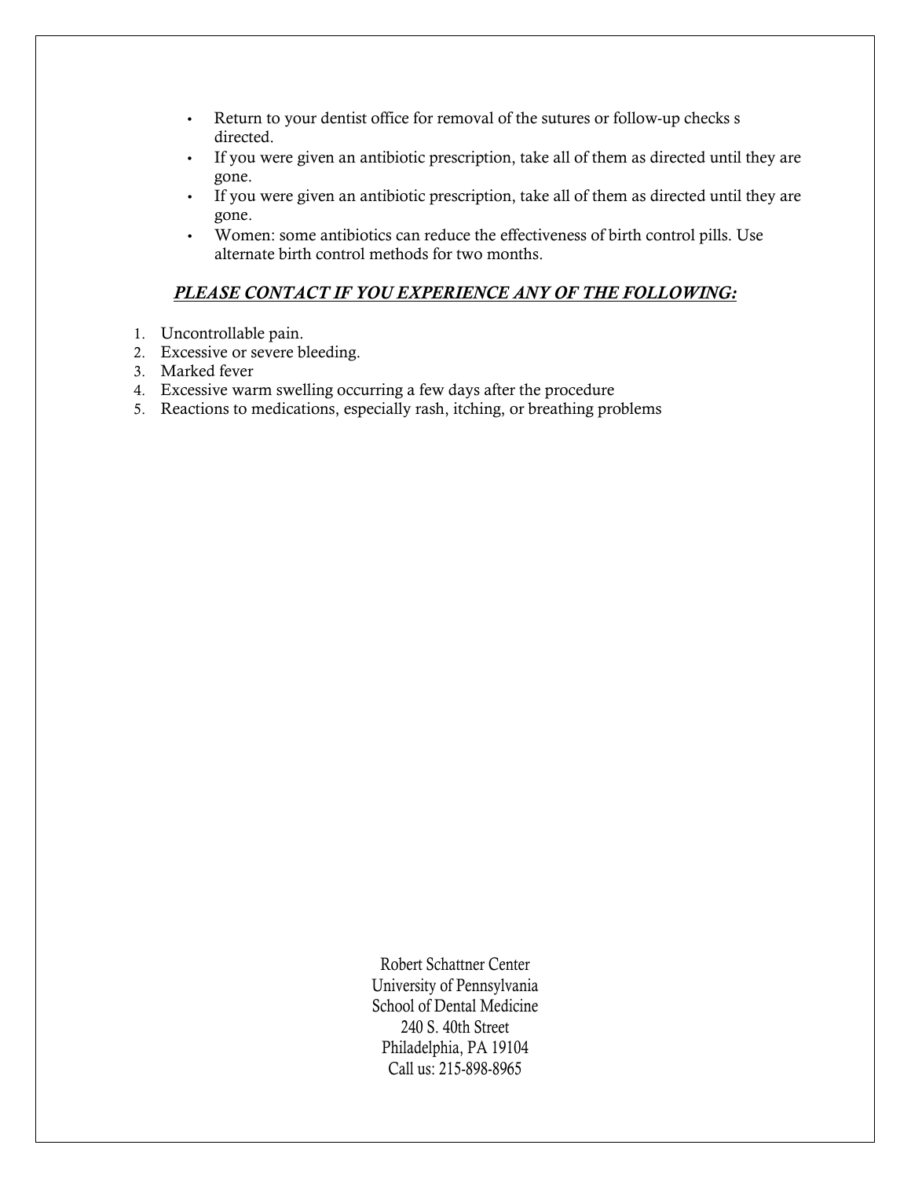- Return to your dentist office for removal of the sutures or follow-up checks s directed.
- If you were given an antibiotic prescription, take all of them as directed until they are gone.
- If you were given an antibiotic prescription, take all of them as directed until they are gone.
- Women: some antibiotics can reduce the effectiveness of birth control pills. Use alternate birth control methods for two months.

***PLEASE CONTACT IF YOU EXPERIENCE ANY OF THE FOLLOWING:***

1. Uncontrollable pain.
2. Excessive or severe bleeding.
3. Marked fever
4. Excessive warm swelling occurring a few days after the procedure
5. Reactions to medications, especially rash, itching, or breathing problems

Robert Schattner Center
University of Pennsylvania
School of Dental Medicine
240 S. 40th Street
Philadelphia, PA 19104
Call us: 215-898-8965